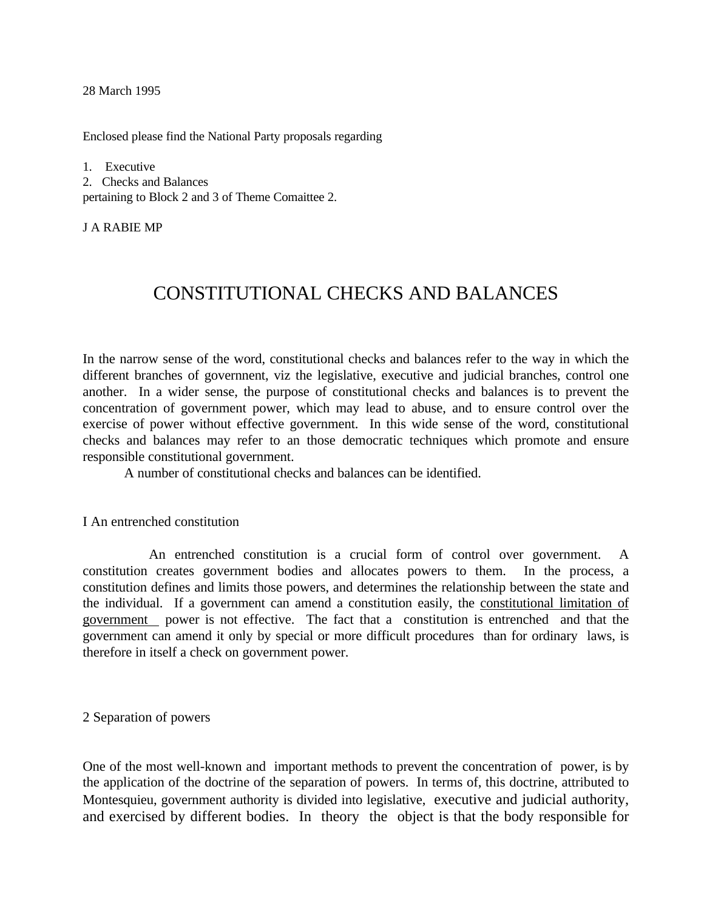28 March 1995

Enclosed please find the National Party proposals regarding

1. Executive
2. Checks and Balances

pertaining to Block 2 and 3 of Theme Comaittee 2.

J A RABIE MP

# CONSTITUTIONAL CHECKS AND BALANCES

In the narrow sense of the word, constitutional checks and balances refer to the way in which the different branches of government, viz the legislative, executive and judicial branches, control one another. In a wider sense, the purpose of constitutional checks and balances is to prevent the concentration of government power, which may lead to abuse, and to ensure control over the exercise of power without effective government. In this wide sense of the word, constitutional checks and balances may refer to an those democratic techniques which promote and ensure responsible constitutional government.

A number of constitutional checks and balances can be identified.

## I An entrenched constitution

An entrenched constitution is a crucial form of control over government. A constitution creates government bodies and allocates powers to them. In the process, a constitution defines and limits those powers, and determines the relationship between the state and the individual. If a government can amend a constitution easily, the <u>constitutional limitation of government</u> power is not effective. The fact that a constitution is entrenched and that the government can amend it only by special or more difficult procedures than for ordinary laws, is therefore in itself a check on government power.

## 2 Separation of powers

One of the most well-known and important methods to prevent the concentration of power, is by the application of the doctrine of the separation of powers. In terms of, this doctrine, attributed to Montesquieu, government authority is divided into legislative, executive and judicial authority, and exercised by different bodies. In theory the object is that the body responsible for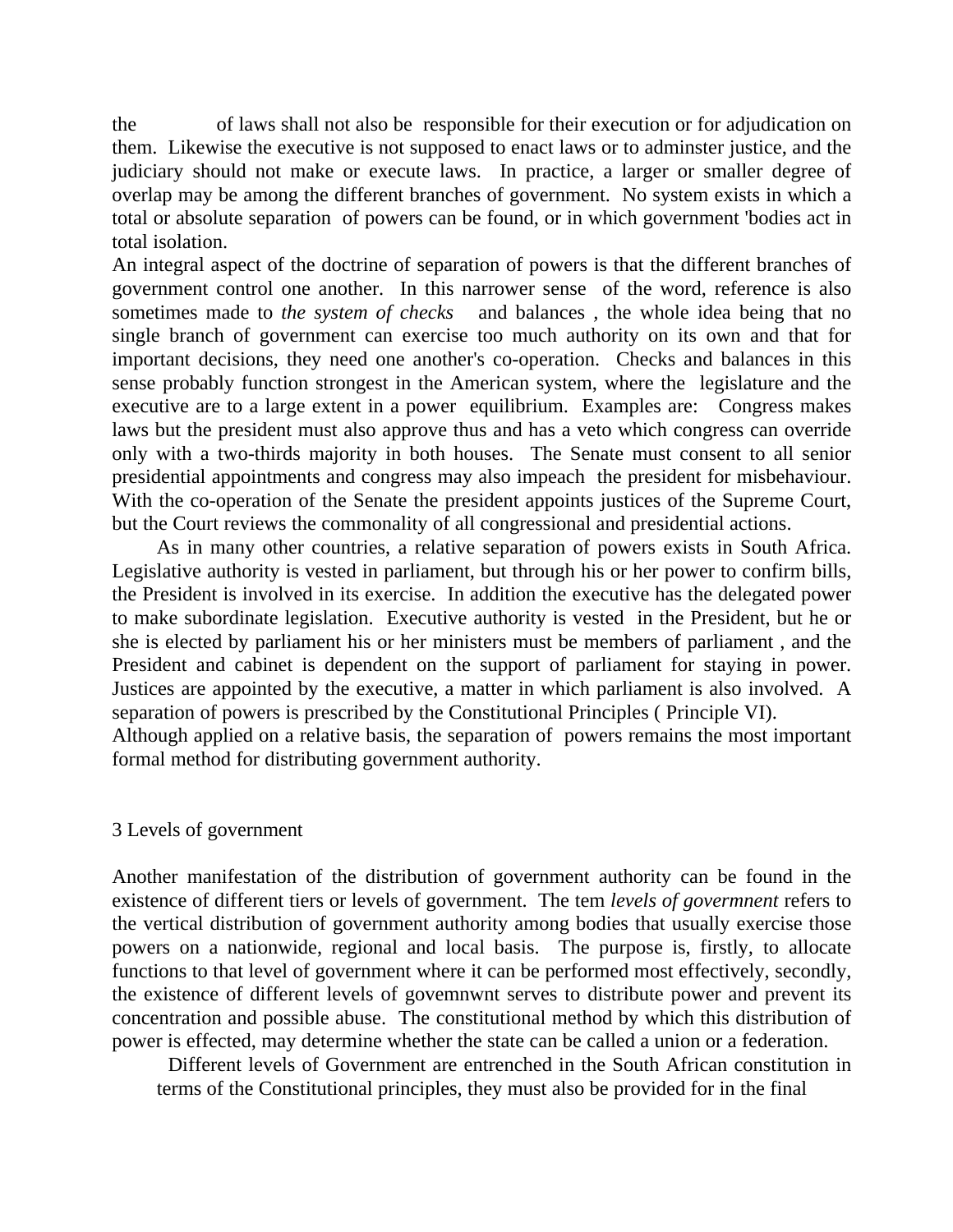the of laws shall not also be responsible for their execution or for adjudication on them. Likewise the executive is not supposed to enact laws or to adminster justice, and the judiciary should not make or execute laws. In practice, a larger or smaller degree of overlap may be among the different branches of government. No system exists in which a total or absolute separation of powers can be found, or in which government 'bodies act in total isolation.

An integral aspect of the doctrine of separation of powers is that the different branches of government control one another. In this narrower sense of the word, reference is also sometimes made to *the system of checks* and balances , the whole idea being that no single branch of government can exercise too much authority on its own and that for important decisions, they need one another's co-operation. Checks and balances in this sense probably function strongest in the American system, where the legislature and the executive are to a large extent in a power equilibrium. Examples are: Congress makes laws but the president must also approve thus and has a veto which congress can override only with a two-thirds majority in both houses. The Senate must consent to all senior presidential appointments and congress may also impeach the president for misbehaviour. With the co-operation of the Senate the president appoints justices of the Supreme Court, but the Court reviews the commonality of all congressional and presidential actions.

As in many other countries, a relative separation of powers exists in South Africa. Legislative authority is vested in parliament, but through his or her power to confirm bills, the President is involved in its exercise. In addition the executive has the delegated power to make subordinate legislation. Executive authority is vested in the President, but he or she is elected by parliament his or her ministers must be members of parliament , and the President and cabinet is dependent on the support of parliament for staying in power. Justices are appointed by the executive, a matter in which parliament is also involved. A separation of powers is prescribed by the Constitutional Principles ( Principle VI).

Although applied on a relative basis, the separation of powers remains the most important formal method for distributing government authority.

## 3 Levels of government

Another manifestation of the distribution of government authority can be found in the existence of different tiers or levels of government. The tem *levels of govermnent* refers to the vertical distribution of government authority among bodies that usually exercise those powers on a nationwide, regional and local basis. The purpose is, firstly, to allocate functions to that level of government where it can be performed most effectively, secondly, the existence of different levels of govemnwnt serves to distribute power and prevent its concentration and possible abuse. The constitutional method by which this distribution of power is effected, may determine whether the state can be called a union or a federation.

Different levels of Government are entrenched in the South African constitution in terms of the Constitutional principles, they must also be provided for in the final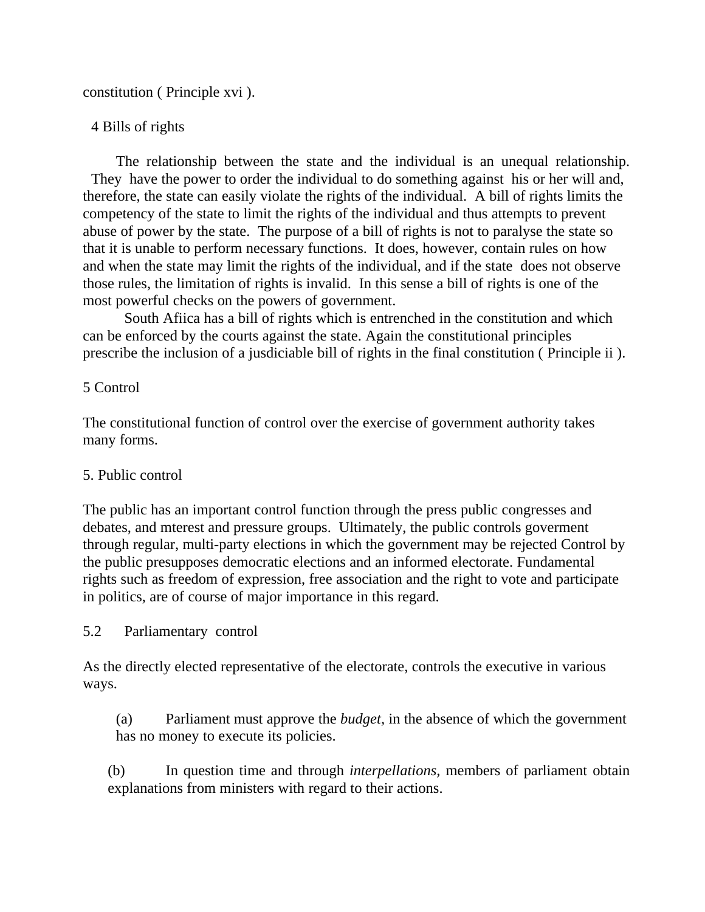constitution ( Principle xvi ).

## 4 Bills of rights

The relationship between the state and the individual is an unequal relationship. They have the power to order the individual to do something against his or her will and, therefore, the state can easily violate the rights of the individual. A bill of rights limits the competency of the state to limit the rights of the individual and thus attempts to prevent abuse of power by the state. The purpose of a bill of rights is not to paralyse the state so that it is unable to perform necessary functions. It does, however, contain rules on how and when the state may limit the rights of the individual, and if the state does not observe those rules, the limitation of rights is invalid. In this sense a bill of rights is one of the most powerful checks on the powers of government.

South Afiica has a bill of rights which is entrenched in the constitution and which can be enforced by the courts against the state. Again the constitutional principles prescribe the inclusion of a jusdiciable bill of rights in the final constitution ( Principle ii ).

## 5 Control

The constitutional function of control over the exercise of government authority takes many forms.

### 5. Public control

The public has an important control function through the press public congresses and debates, and mterest and pressure groups. Ultimately, the public controls goverment through regular, multi-party elections in which the government may be rejected Control by the public presupposes democratic elections and an informed electorate. Fundamental rights such as freedom of expression, free association and the right to vote and participate in politics, are of course of major importance in this regard.

### 5.2 Parliamentary control

As the directly elected representative of the electorate, controls the executive in various ways.

(a) Parliament must approve the *budget,* in the absence of which the government has no money to execute its policies.

(b) In question time and through *interpellations,* members of parliament obtain explanations from ministers with regard to their actions.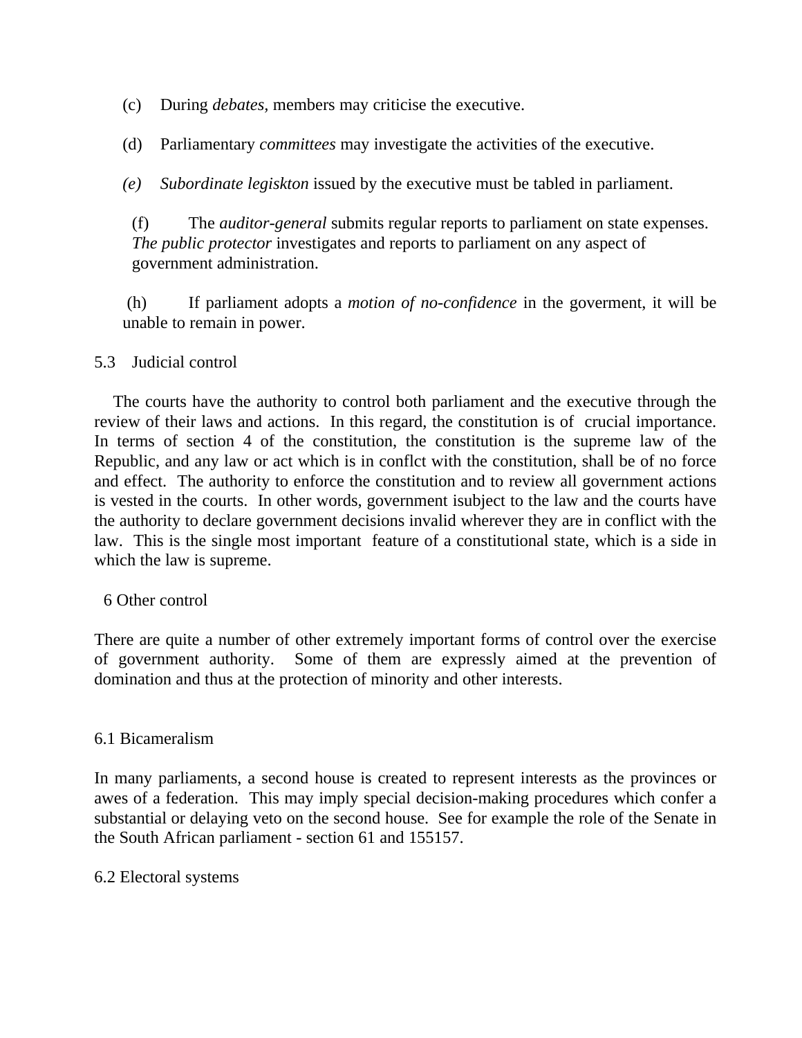(c) During *debates,* members may criticise the executive.

(d) Parliamentary *committees* may investigate the activities of the executive.

*(e)* *Subordinate legiskton* issued by the executive must be tabled in parliament.

(f) The *auditor-general* submits regular reports to parliament on state expenses. *The public protector* investigates and reports to parliament on any aspect of government administration.

(h) If parliament adopts a *motion of no-confidence* in the goverment, it will be unable to remain in power.

5.3 Judicial control

The courts have the authority to control both parliament and the executive through the review of their laws and actions. In this regard, the constitution is of crucial importance. In terms of section 4 of the constitution, the constitution is the supreme law of the Republic, and any law or act which is in conflct with the constitution, shall be of no force and effect. The authority to enforce the constitution and to review all government actions is vested in the courts. In other words, government isubject to the law and the courts have the authority to declare government decisions invalid wherever they are in conflict with the law. This is the single most important feature of a constitutional state, which is a side in which the law is supreme.

6 Other control

There are quite a number of other extremely important forms of control over the exercise of government authority. Some of them are expressly aimed at the prevention of domination and thus at the protection of minority and other interests.

6.1 Bicameralism

In many parliaments, a second house is created to represent interests as the provinces or awes of a federation. This may imply special decision-making procedures which confer a substantial or delaying veto on the second house. See for example the role of the Senate in the South African parliament - section 61 and 155157.

6.2 Electoral systems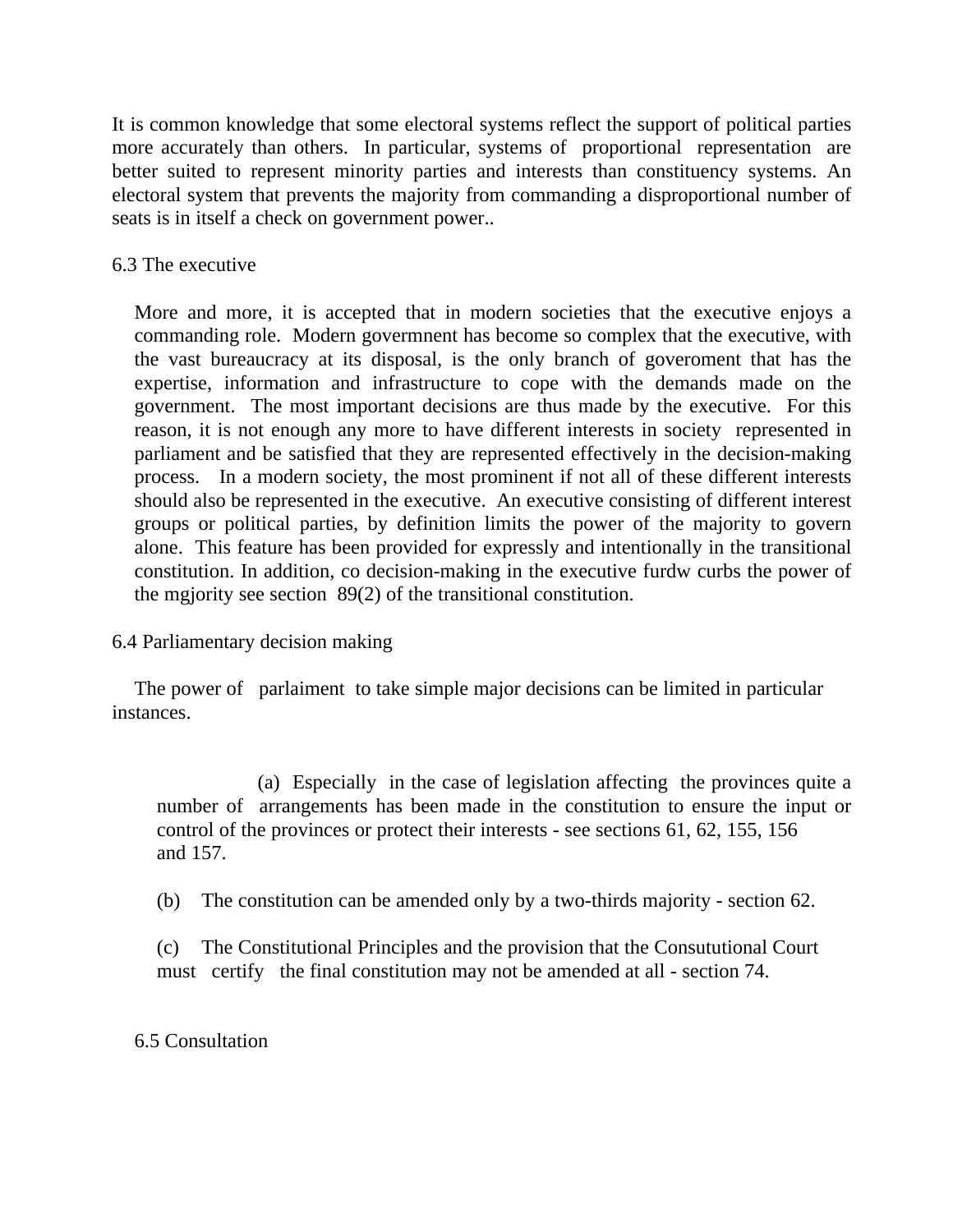It is common knowledge that some electoral systems reflect the support of political parties more accurately than others. In particular, systems of proportional representation are better suited to represent minority parties and interests than constituency systems. An electoral system that prevents the majority from commanding a disproportional number of seats is in itself a check on government power..

6.3 The executive

More and more, it is accepted that in modern societies that the executive enjoys a commanding role. Modern govermnent has become so complex that the executive, with the vast bureaucracy at its disposal, is the only branch of goveroment that has the expertise, information and infrastructure to cope with the demands made on the government. The most important decisions are thus made by the executive. For this reason, it is not enough any more to have different interests in society represented in parliament and be satisfied that they are represented effectively in the decision-making process. In a modern society, the most prominent if not all of these different interests should also be represented in the executive. An executive consisting of different interest groups or political parties, by definition limits the power of the majority to govern alone. This feature has been provided for expressly and intentionally in the transitional constitution. In addition, co decision-making in the executive furdw curbs the power of the mgjority see section 89(2) of the transitional constitution.

6.4 Parliamentary decision making

The power of parlaiment to take simple major decisions can be limited in particular instances.

(a) Especially in the case of legislation affecting the provinces quite a number of arrangements has been made in the constitution to ensure the input or control of the provinces or protect their interests - see sections 61, 62, 155, 156 and 157.

(b) The constitution can be amended only by a two-thirds majority - section 62.

(c) The Constitutional Principles and the provision that the Consututional Court must certify the final constitution may not be amended at all - section 74.

6.5 Consultation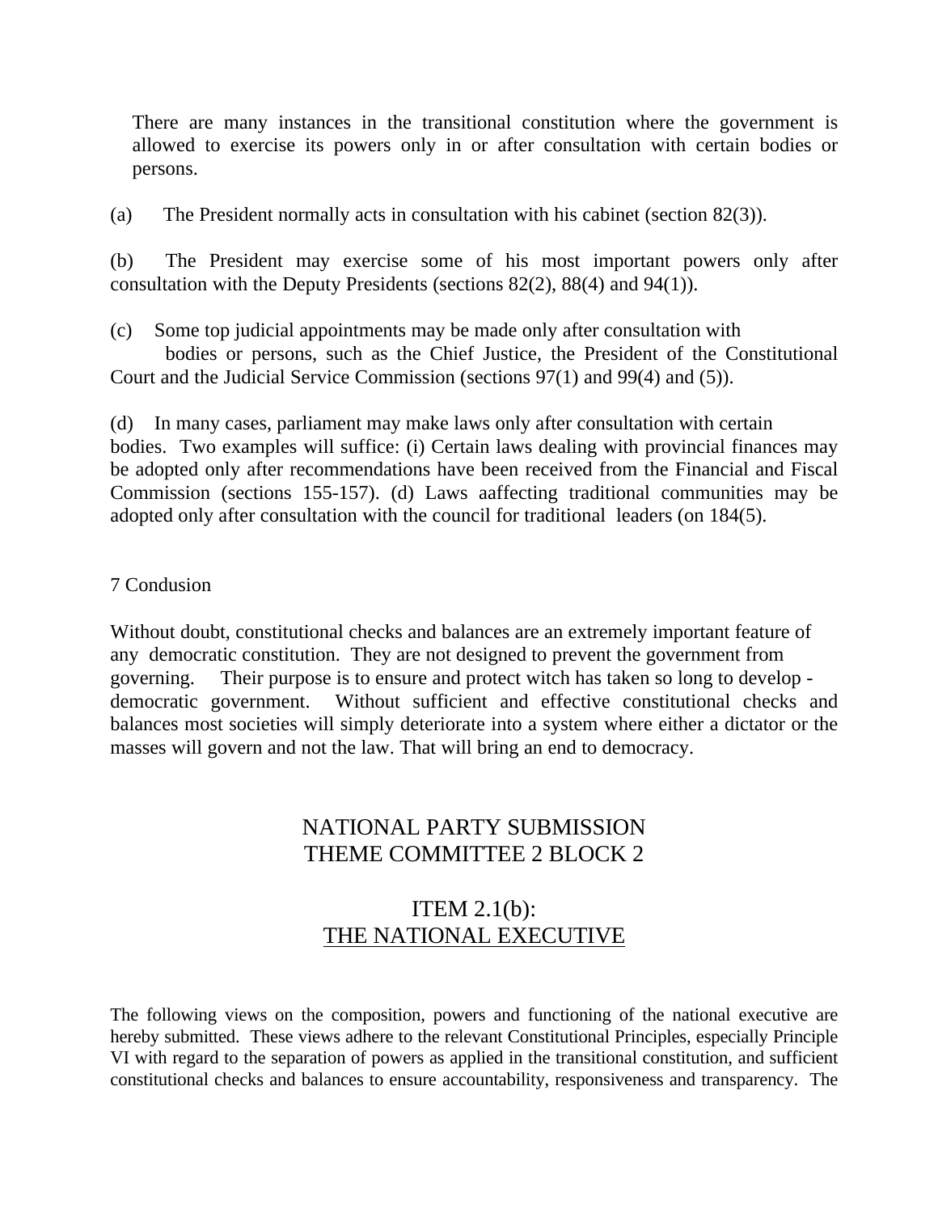There are many instances in the transitional constitution where the government is allowed to exercise its powers only in or after consultation with certain bodies or persons.

(a) The President normally acts in consultation with his cabinet (section 82(3)).

(b) The President may exercise some of his most important powers only after consultation with the Deputy Presidents (sections 82(2), 88(4) and 94(1)).

(c) Some top judicial appointments may be made only after consultation with bodies or persons, such as the Chief Justice, the President of the Constitutional Court and the Judicial Service Commission (sections 97(1) and 99(4) and (5)).

(d) In many cases, parliament may make laws only after consultation with certain bodies. Two examples will suffice: (i) Certain laws dealing with provincial finances may be adopted only after recommendations have been received from the Financial and Fiscal Commission (sections 155-157). (d) Laws aaffecting traditional communities may be adopted only after consultation with the council for traditional leaders (on 184(5).

7 Condusion

Without doubt, constitutional checks and balances are an extremely important feature of any democratic constitution. They are not designed to prevent the government from governing. Their purpose is to ensure and protect witch has taken so long to develop - democratic government. Without sufficient and effective constitutional checks and balances most societies will simply deteriorate into a system where either a dictator or the masses will govern and not the law. That will bring an end to democracy.

# NATIONAL PARTY SUBMISSION
# THEME COMMITTEE 2 BLOCK 2

## ITEM 2.1(b):
## <u>THE NATIONAL EXECUTIVE</u>

The following views on the composition, powers and functioning of the national executive are hereby submitted. These views adhere to the relevant Constitutional Principles, especially Principle VI with regard to the separation of powers as applied in the transitional constitution, and sufficient constitutional checks and balances to ensure accountability, responsiveness and transparency. The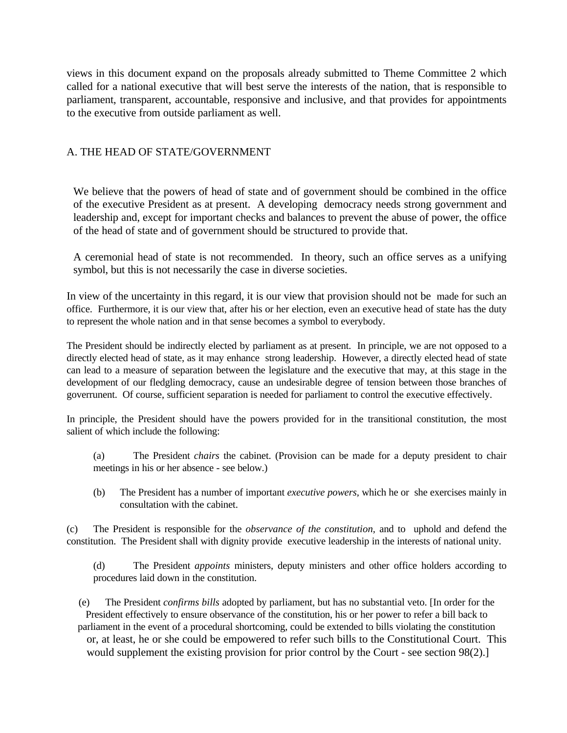views in this document expand on the proposals already submitted to Theme Committee 2 which called for a national executive that will best serve the interests of the nation, that is responsible to parliament, transparent, accountable, responsive and inclusive, and that provides for appointments to the executive from outside parliament as well.

## A. THE HEAD OF STATE/GOVERNMENT

We believe that the powers of head of state and of government should be combined in the office of the executive President as at present. A developing democracy needs strong government and leadership and, except for important checks and balances to prevent the abuse of power, the office of the head of state and of government should be structured to provide that.

A ceremonial head of state is not recommended. In theory, such an office serves as a unifying symbol, but this is not necessarily the case in diverse societies.

In view of the uncertainty in this regard, it is our view that provision should not be made for such an office. Furthermore, it is our view that, after his or her election, even an executive head of state has the duty to represent the whole nation and in that sense becomes a symbol to everybody.

The President should be indirectly elected by parliament as at present. In principle, we are not opposed to a directly elected head of state, as it may enhance strong leadership. However, a directly elected head of state can lead to a measure of separation between the legislature and the executive that may, at this stage in the development of our fledgling democracy, cause an undesirable degree of tension between those branches of goverrunent. Of course, sufficient separation is needed for parliament to control the executive effectively.

In principle, the President should have the powers provided for in the transitional constitution, the most salient of which include the following:

(a) The President *chairs* the cabinet. (Provision can be made for a deputy president to chair meetings in his or her absence - see below.)

(b) The President has a number of important *executive powers,* which he or she exercises mainly in consultation with the cabinet.

(c) The President is responsible for the *observance of the constitution,* and to uphold and defend the constitution. The President shall with dignity provide executive leadership in the interests of national unity.

(d) The President *appoints* ministers, deputy ministers and other office holders according to procedures laid down in the constitution.

(e) The President *confirms bills* adopted by parliament, but has no substantial veto. [In order for the President effectively to ensure observance of the constitution, his or her power to refer a bill back to parliament in the event of a procedural shortcoming, could be extended to bills violating the constitution or, at least, he or she could be empowered to refer such bills to the Constitutional Court. This would supplement the existing provision for prior control by the Court - see section 98(2).]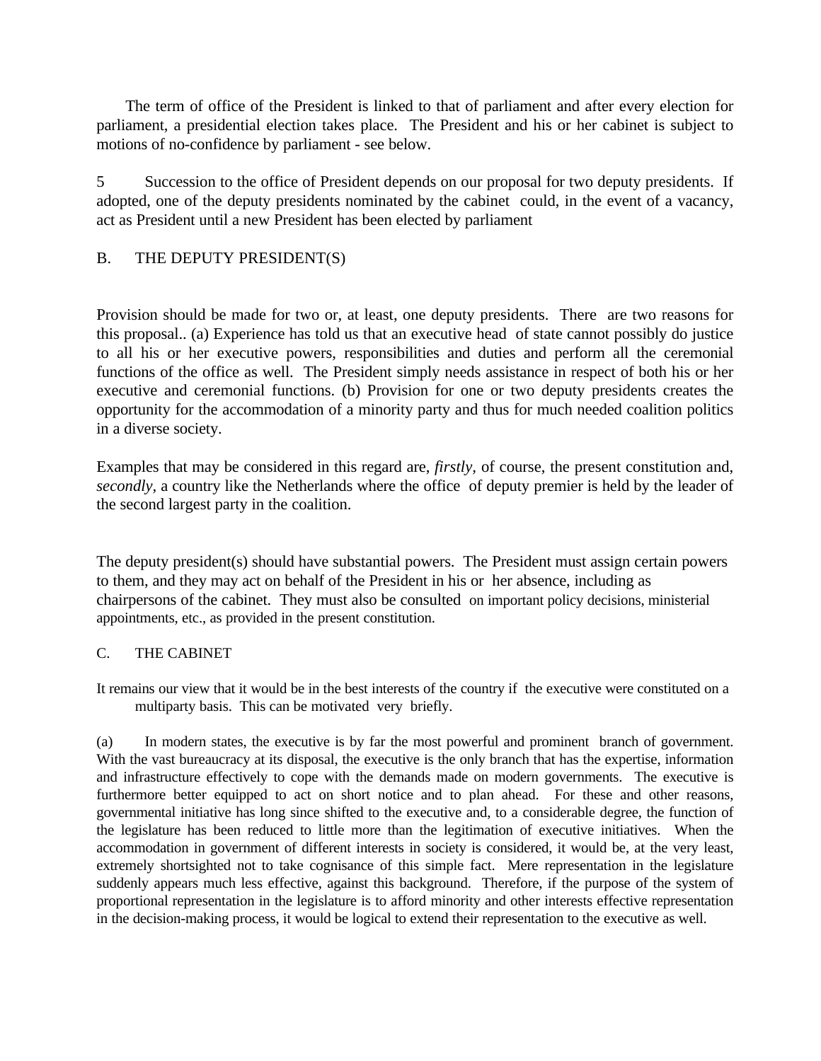The term of office of the President is linked to that of parliament and after every election for parliament, a presidential election takes place. The President and his or her cabinet is subject to motions of no-confidence by parliament - see below.

5 Succession to the office of President depends on our proposal for two deputy presidents. If adopted, one of the deputy presidents nominated by the cabinet could, in the event of a vacancy, act as President until a new President has been elected by parliament

## B. THE DEPUTY PRESIDENT(S)

Provision should be made for two or, at least, one deputy presidents. There are two reasons for this proposal.. (a) Experience has told us that an executive head of state cannot possibly do justice to all his or her executive powers, responsibilities and duties and perform all the ceremonial functions of the office as well. The President simply needs assistance in respect of both his or her executive and ceremonial functions. (b) Provision for one or two deputy presidents creates the opportunity for the accommodation of a minority party and thus for much needed coalition politics in a diverse society.

Examples that may be considered in this regard are, *firstly,* of course, the present constitution and, *secondly*, a country like the Netherlands where the office of deputy premier is held by the leader of the second largest party in the coalition.

The deputy president(s) should have substantial powers. The President must assign certain powers to them, and they may act on behalf of the President in his or her absence, including as chairpersons of the cabinet. They must also be consulted on important policy decisions, ministerial appointments, etc., as provided in the present constitution.

## C. THE CABINET

It remains our view that it would be in the best interests of the country if the executive were constituted on a multiparty basis. This can be motivated very briefly.

(a) In modern states, the executive is by far the most powerful and prominent branch of government. With the vast bureaucracy at its disposal, the executive is the only branch that has the expertise, information and infrastructure effectively to cope with the demands made on modern governments. The executive is furthermore better equipped to act on short notice and to plan ahead. For these and other reasons, governmental initiative has long since shifted to the executive and, to a considerable degree, the function of the legislature has been reduced to little more than the legitimation of executive initiatives. When the accommodation in government of different interests in society is considered, it would be, at the very least, extremely shortsighted not to take cognisance of this simple fact. Mere representation in the legislature suddenly appears much less effective, against this background. Therefore, if the purpose of the system of proportional representation in the legislature is to afford minority and other interests effective representation in the decision-making process, it would be logical to extend their representation to the executive as well.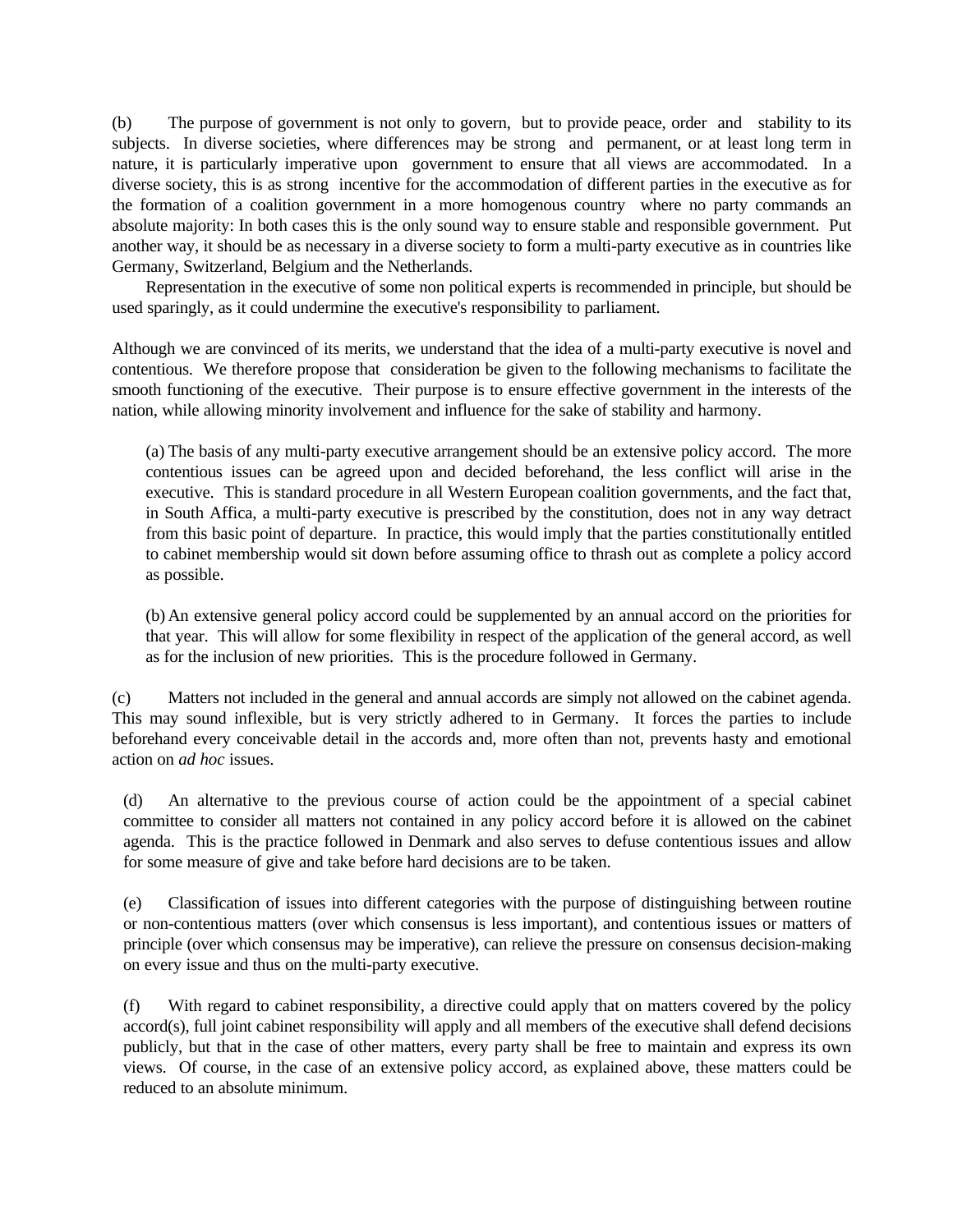(b) The purpose of government is not only to govern, but to provide peace, order and stability to its subjects. In diverse societies, where differences may be strong and permanent, or at least long term in nature, it is particularly imperative upon government to ensure that all views are accommodated. In a diverse society, this is as strong incentive for the accommodation of different parties in the executive as for the formation of a coalition government in a more homogenous country where no party commands an absolute majority: In both cases this is the only sound way to ensure stable and responsible government. Put another way, it should be as necessary in a diverse society to form a multi-party executive as in countries like Germany, Switzerland, Belgium and the Netherlands.

Representation in the executive of some non political experts is recommended in principle, but should be used sparingly, as it could undermine the executive's responsibility to parliament.

Although we are convinced of its merits, we understand that the idea of a multi-party executive is novel and contentious. We therefore propose that consideration be given to the following mechanisms to facilitate the smooth functioning of the executive. Their purpose is to ensure effective government in the interests of the nation, while allowing minority involvement and influence for the sake of stability and harmony.

(a) The basis of any multi-party executive arrangement should be an extensive policy accord. The more contentious issues can be agreed upon and decided beforehand, the less conflict will arise in the executive. This is standard procedure in all Western European coalition governments, and the fact that, in South Affica, a multi-party executive is prescribed by the constitution, does not in any way detract from this basic point of departure. In practice, this would imply that the parties constitutionally entitled to cabinet membership would sit down before assuming office to thrash out as complete a policy accord as possible.

(b) An extensive general policy accord could be supplemented by an annual accord on the priorities for that year. This will allow for some flexibility in respect of the application of the general accord, as well as for the inclusion of new priorities. This is the procedure followed in Germany.

(c) Matters not included in the general and annual accords are simply not allowed on the cabinet agenda. This may sound inflexible, but is very strictly adhered to in Germany. It forces the parties to include beforehand every conceivable detail in the accords and, more often than not, prevents hasty and emotional action on *ad hoc* issues.

(d) An alternative to the previous course of action could be the appointment of a special cabinet committee to consider all matters not contained in any policy accord before it is allowed on the cabinet agenda. This is the practice followed in Denmark and also serves to defuse contentious issues and allow for some measure of give and take before hard decisions are to be taken.

(e) Classification of issues into different categories with the purpose of distinguishing between routine or non-contentious matters (over which consensus is less important), and contentious issues or matters of principle (over which consensus may be imperative), can relieve the pressure on consensus decision-making on every issue and thus on the multi-party executive.

(f) With regard to cabinet responsibility, a directive could apply that on matters covered by the policy accord(s), full joint cabinet responsibility will apply and all members of the executive shall defend decisions publicly, but that in the case of other matters, every party shall be free to maintain and express its own views. Of course, in the case of an extensive policy accord, as explained above, these matters could be reduced to an absolute minimum.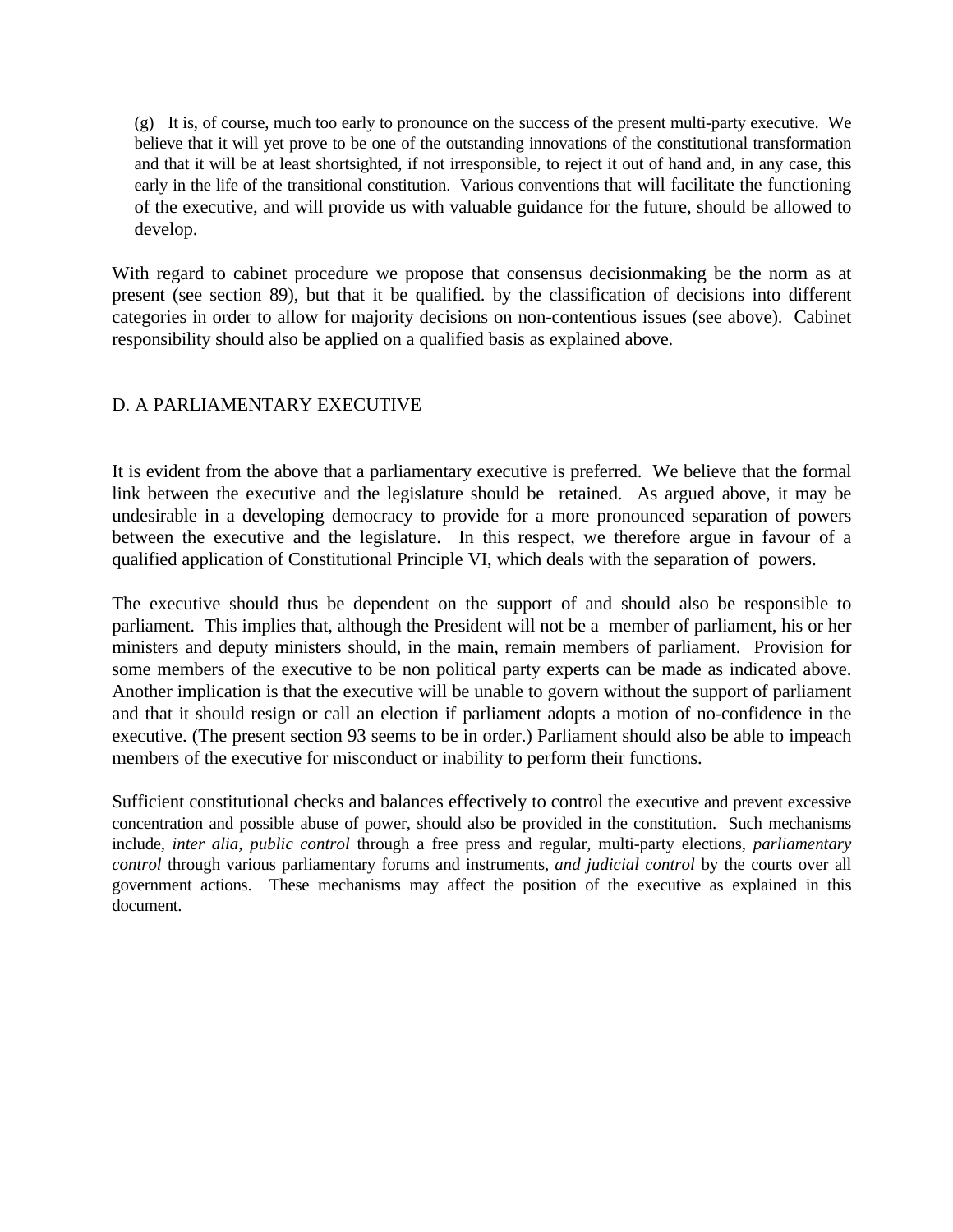(g) It is, of course, much too early to pronounce on the success of the present multi-party executive. We believe that it will yet prove to be one of the outstanding innovations of the constitutional transformation and that it will be at least shortsighted, if not irresponsible, to reject it out of hand and, in any case, this early in the life of the transitional constitution. Various conventions that will facilitate the functioning of the executive, and will provide us with valuable guidance for the future, should be allowed to develop.

With regard to cabinet procedure we propose that consensus decisionmaking be the norm as at present (see section 89), but that it be qualified. by the classification of decisions into different categories in order to allow for majority decisions on non-contentious issues (see above). Cabinet responsibility should also be applied on a qualified basis as explained above.

## D. A PARLIAMENTARY EXECUTIVE

It is evident from the above that a parliamentary executive is preferred. We believe that the formal link between the executive and the legislature should be retained. As argued above, it may be undesirable in a developing democracy to provide for a more pronounced separation of powers between the executive and the legislature. In this respect, we therefore argue in favour of a qualified application of Constitutional Principle VI, which deals with the separation of powers.

The executive should thus be dependent on the support of and should also be responsible to parliament. This implies that, although the President will not be a member of parliament, his or her ministers and deputy ministers should, in the main, remain members of parliament. Provision for some members of the executive to be non political party experts can be made as indicated above. Another implication is that the executive will be unable to govern without the support of parliament and that it should resign or call an election if parliament adopts a motion of no-confidence in the executive. (The present section 93 seems to be in order.) Parliament should also be able to impeach members of the executive for misconduct or inability to perform their functions.

Sufficient constitutional checks and balances effectively to control the executive and prevent excessive concentration and possible abuse of power, should also be provided in the constitution. Such mechanisms include, *inter alia*, *public control* through a free press and regular, multi-party elections, *parliamentary control* through various parliamentary forums and instruments, *and judicial control* by the courts over all government actions. These mechanisms may affect the position of the executive as explained in this document.